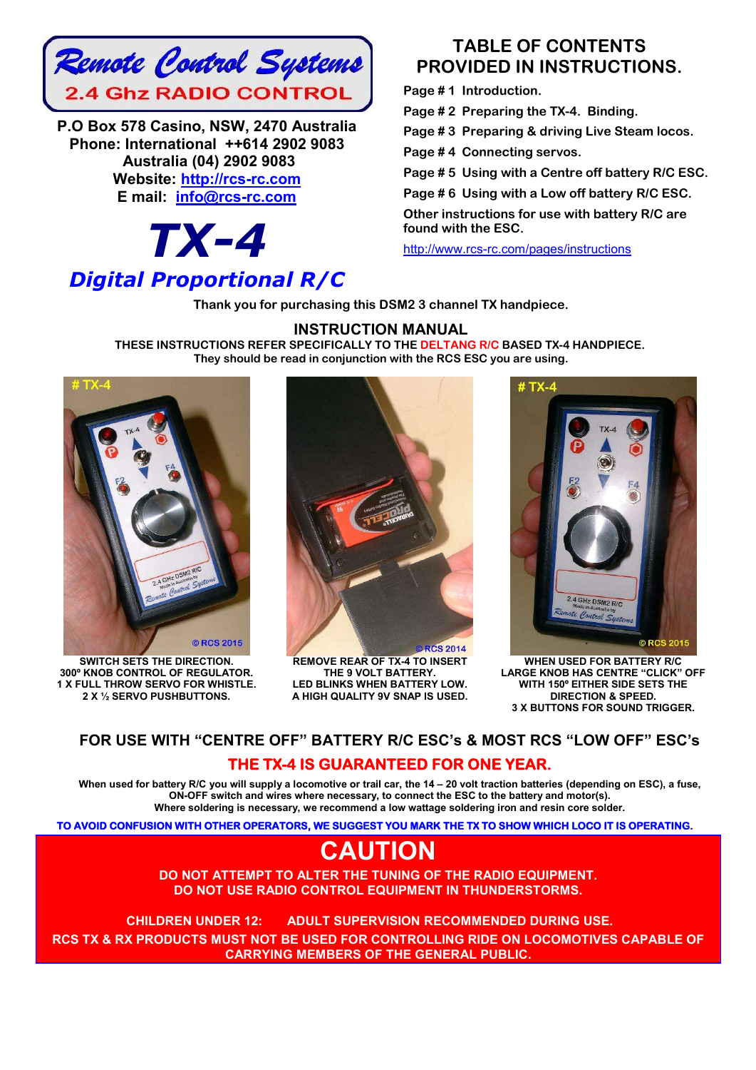# Remote Control Systems

**2.4 Ghz RADIO CONTROL**

**P.O Box 578 Casino, NSW, 2470 Australia**
**Phone: International ++614 2902 9083**
**Australia (04) 2902 9083**
**Website: http://rcs-rc.com**
**E mail: info@rcs-rc.com**

# TX-4

## Digital Proportional R/C

## TABLE OF CONTENTS PROVIDED IN INSTRUCTIONS.

- **Page # 1 Introduction.**
- **Page # 2 Preparing the TX-4. Binding.**
- **Page # 3 Preparing & driving Live Steam locos.**
- **Page # 4 Connecting servos.**
- **Page # 5 Using with a Centre off battery R/C ESC.**
- **Page # 6 Using with a Low off battery R/C ESC.**

**Other instructions for use with battery R/C are found with the ESC.**

http://www.rcs-rc.com/pages/instructions

**Thank you for purchasing this DSM2 3 channel TX handpiece.**

## INSTRUCTION MANUAL

**THESE INSTRUCTIONS REFER SPECIFICALLY TO THE DELTANG R/C BASED TX-4 HANDPIECE.**
**They should be read in conjunction with the RCS ESC you are using.**

**SWITCH SETS THE DIRECTION.**
**300º KNOB CONTROL OF REGULATOR.**
**1 X FULL THROW SERVO FOR WHISTLE.**
**2 X ½ SERVO PUSHBUTTONS.**

**REMOVE REAR OF TX-4 TO INSERT THE 9 VOLT BATTERY.**
**LED BLINKS WHEN BATTERY LOW.**
**A HIGH QUALITY 9V SNAP IS USED.**

**WHEN USED FOR BATTERY R/C LARGE KNOB HAS CENTRE "CLICK" OFF WITH 150º EITHER SIDE SETS THE DIRECTION & SPEED.**
**3 X BUTTONS FOR SOUND TRIGGER.**

## FOR USE WITH "CENTRE OFF" BATTERY R/C ESC's & MOST RCS "LOW OFF" ESC's

## THE TX-4 IS GUARANTEED FOR ONE YEAR.

**When used for battery R/C you will supply a locomotive or trail car, the 14 – 20 volt traction batteries (depending on ESC), a fuse, ON-OFF switch and wires where necessary, to connect the ESC to the battery and motor(s).**
**Where soldering is necessary, we recommend a low wattage soldering iron and resin core solder.**

**TO AVOID CONFUSION WITH OTHER OPERATORS, WE SUGGEST YOU MARK THE TX TO SHOW WHICH LOCO IT IS OPERATING.**

## CAUTION

**DO NOT ATTEMPT TO ALTER THE TUNING OF THE RADIO EQUIPMENT.**
**DO NOT USE RADIO CONTROL EQUIPMENT IN THUNDERSTORMS.**

**CHILDREN UNDER 12: ADULT SUPERVISION RECOMMENDED DURING USE.**
**RCS TX & RX PRODUCTS MUST NOT BE USED FOR CONTROLLING RIDE ON LOCOMOTIVES CAPABLE OF CARRYING MEMBERS OF THE GENERAL PUBLIC.**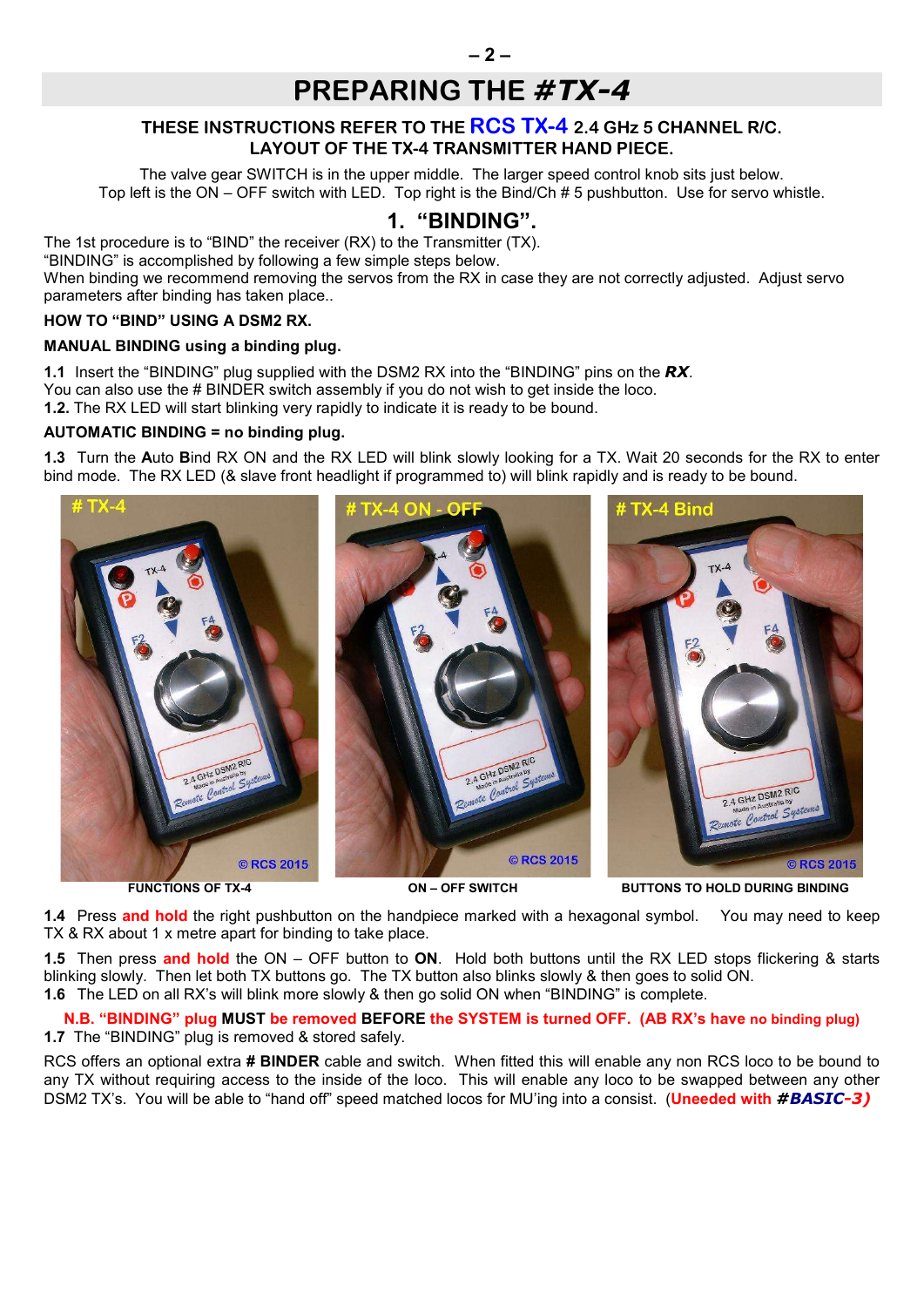# PREPARING THE *#TX-4*

**THESE INSTRUCTIONS REFER TO THE RCS TX-4 2.4 GHz 5 CHANNEL R/C.**
**LAYOUT OF THE TX-4 TRANSMITTER HAND PIECE.**

The valve gear SWITCH is in the upper middle. The larger speed control knob sits just below.
Top left is the ON – OFF switch with LED. Top right is the Bind/Ch # 5 pushbutton. Use for servo whistle.

## 1. "BINDING".

The 1st procedure is to "BIND" the receiver (RX) to the Transmitter (TX).
"BINDING" is accomplished by following a few simple steps below.
When binding we recommend removing the servos from the RX in case they are not correctly adjusted. Adjust servo parameters after binding has taken place..

**HOW TO "BIND" USING A DSM2 RX.**

**MANUAL BINDING using a binding plug.**

**1.1** Insert the "BINDING" plug supplied with the DSM2 RX into the "BINDING" pins on the ***RX***.
You can also use the # BINDER switch assembly if you do not wish to get inside the loco.
**1.2.** The RX LED will start blinking very rapidly to indicate it is ready to be bound.

**AUTOMATIC BINDING = no binding plug.**

**1.3** Turn the **A**uto **B**ind RX ON and the RX LED will blink slowly looking for a TX. Wait 20 seconds for the RX to enter bind mode. The RX LED (& slave front headlight if programmed to) will blink rapidly and is ready to be bound.

# TX-4 — FUNCTIONS OF TX-4

# TX-4 ON - OFF — ON – OFF SWITCH

# TX-4 Bind — BUTTONS TO HOLD DURING BINDING

**1.4** Press **and hold** the right pushbutton on the handpiece marked with a hexagonal symbol. You may need to keep TX & RX about 1 x metre apart for binding to take place.

**1.5** Then press **and hold** the ON – OFF button to **ON**. Hold both buttons until the RX LED stops flickering & starts blinking slowly. Then let both TX buttons go. The TX button also blinks slowly & then goes to solid ON.
**1.6** The LED on all RX's will blink more slowly & then go solid ON when "BINDING" is complete.

**N.B. "BINDING" plug MUST be removed BEFORE the SYSTEM is turned OFF. (AB RX's have no binding plug)**
**1.7** The "BINDING" plug is removed & stored safely.

RCS offers an optional extra **# BINDER** cable and switch. When fitted this will enable any non RCS loco to be bound to any TX without requiring access to the inside of the loco. This will enable any loco to be swapped between any other DSM2 TX's. You will be able to "hand off" speed matched locos for MU'ing into a consist. (**Uneeded with *#BASIC-3***)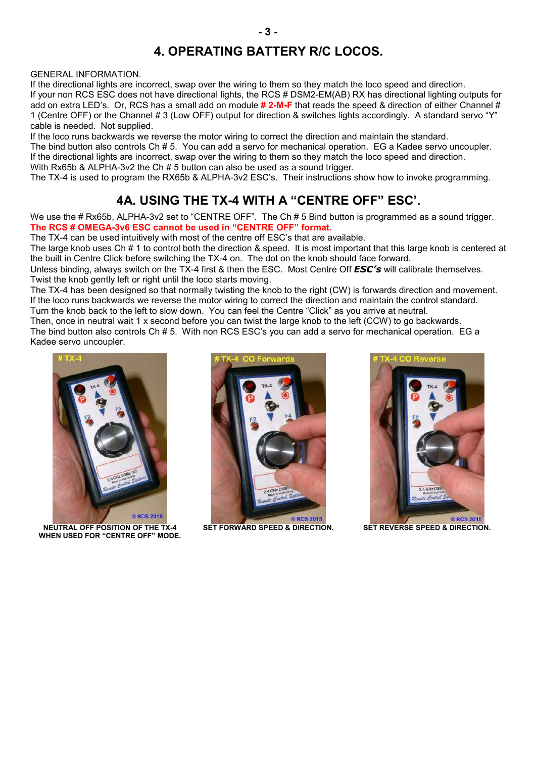# 4. OPERATING BATTERY R/C LOCOS.

GENERAL INFORMATION.
If the directional lights are incorrect, swap over the wiring to them so they match the loco speed and direction.
If your non RCS ESC does not have directional lights, the RCS # DSM2-EM(AB) RX has directional lighting outputs for add on extra LED's. Or, RCS has a small add on module **# 2-M-F** that reads the speed & direction of either Channel # 1 (Centre OFF) or the Channel # 3 (Low OFF) output for direction & switches lights accordingly. A standard servo "Y" cable is needed. Not supplied.
If the loco runs backwards we reverse the motor wiring to correct the direction and maintain the standard.
The bind button also controls Ch # 5. You can add a servo for mechanical operation. EG a Kadee servo uncoupler.
If the directional lights are incorrect, swap over the wiring to them so they match the loco speed and direction.
With Rx65b & ALPHA-3v2 the Ch # 5 button can also be used as a sound trigger.
The TX-4 is used to program the RX65b & ALPHA-3v2 ESC's. Their instructions show how to invoke programming.

## 4A. USING THE TX-4 WITH A "CENTRE OFF" ESC'.

We use the # Rx65b, ALPHA-3v2 set to "CENTRE OFF". The Ch # 5 Bind button is programmed as a sound trigger.
**The RCS # OMEGA-3v6 ESC cannot be used in "CENTRE OFF" format.**
The TX-4 can be used intuitively with most of the centre off ESC's that are available.
The large knob uses Ch # 1 to control both the direction & speed. It is most important that this large knob is centered at the built in Centre Click before switching the TX-4 on. The dot on the knob should face forward.
Unless binding, always switch on the TX-4 first & then the ESC. Most Centre Off ***ESC's*** will calibrate themselves.
Twist the knob gently left or right until the loco starts moving.
The TX-4 has been designed so that normally twisting the knob to the right (CW) is forwards direction and movement.
If the loco runs backwards we reverse the motor wiring to correct the direction and maintain the control standard.
Turn the knob back to the left to slow down. You can feel the Centre "Click" as you arrive at neutral.
Then, once in neutral wait 1 x second before you can twist the large knob to the left (CCW) to go backwards.
The bind button also controls Ch # 5. With non RCS ESC's you can add a servo for mechanical operation. EG a Kadee servo uncoupler.

**NEUTRAL OFF POSITION OF THE TX-4 WHEN USED FOR "CENTRE OFF" MODE.**

**SET FORWARD SPEED & DIRECTION.**

**SET REVERSE SPEED & DIRECTION.**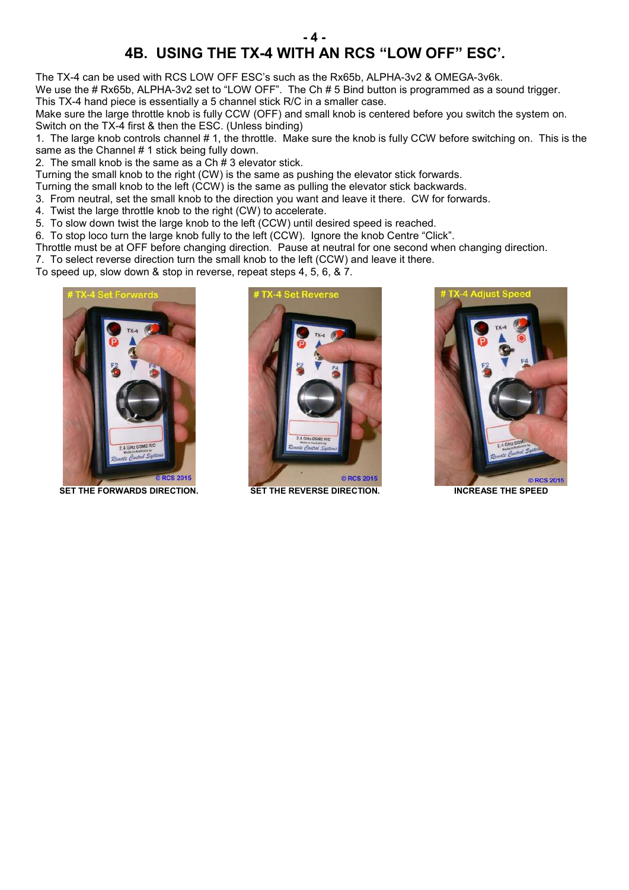# 4B. USING THE TX-4 WITH AN RCS "LOW OFF" ESC'.

The TX-4 can be used with RCS LOW OFF ESC's such as the Rx65b, ALPHA-3v2 & OMEGA-3v6k.
We use the # Rx65b, ALPHA-3v2 set to "LOW OFF". The Ch # 5 Bind button is programmed as a sound trigger.
This TX-4 hand piece is essentially a 5 channel stick R/C in a smaller case.
Make sure the large throttle knob is fully CCW (OFF) and small knob is centered before you switch the system on.
Switch on the TX-4 first & then the ESC. (Unless binding)

1. The large knob controls channel # 1, the throttle. Make sure the knob is fully CCW before switching on. This is the same as the Channel # 1 stick being fully down.
2. The small knob is the same as a Ch # 3 elevator stick.

Turning the small knob to the right (CW) is the same as pushing the elevator stick forwards.
Turning the small knob to the left (CCW) is the same as pulling the elevator stick backwards.

3. From neutral, set the small knob to the direction you want and leave it there. CW for forwards.
4. Twist the large throttle knob to the right (CW) to accelerate.
5. To slow down twist the large knob to the left (CCW) until desired speed is reached.
6. To stop loco turn the large knob fully to the left (CCW). Ignore the knob Centre "Click".

Throttle must be at OFF before changing direction. Pause at neutral for one second when changing direction.

7. To select reverse direction turn the small knob to the left (CCW) and leave it there.

To speed up, slow down & stop in reverse, repeat steps 4, 5, 6, & 7.

SET THE FORWARDS DIRECTION.

SET THE REVERSE DIRECTION.

INCREASE THE SPEED